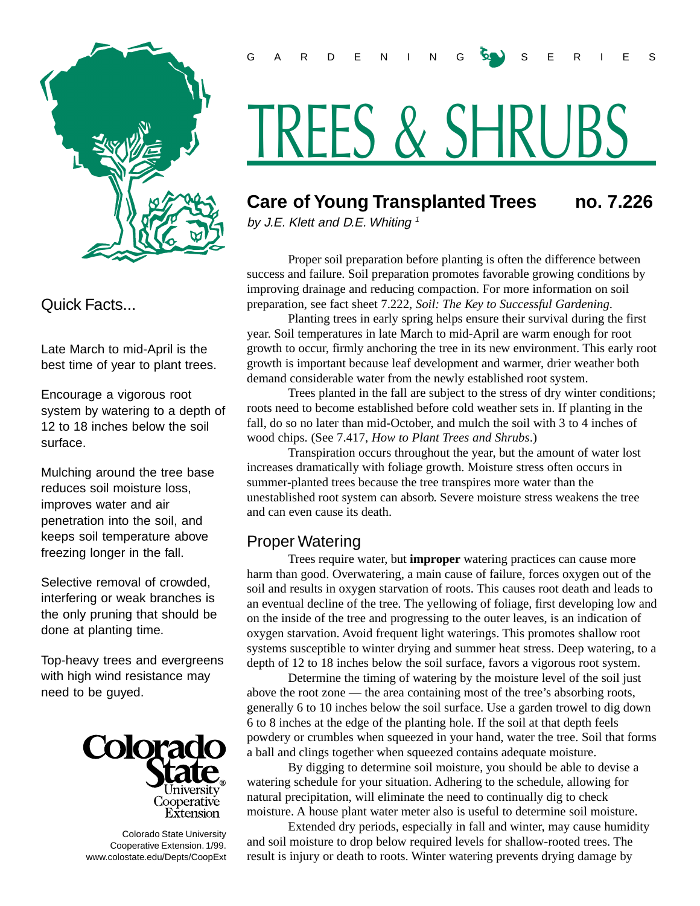G A R D E N I N G S E R I E S

# TREES & SHRUBS

## Care of Young Transplanted Trees no. 7.226

*by J.E. Klett and D.E. Whiting* [1]

### Quick Facts...

Late March to mid-April is the best time of year to plant trees.

Encourage a vigorous root system by watering to a depth of 12 to 18 inches below the soil surface.

Mulching around the tree base reduces soil moisture loss, improves water and air penetration into the soil, and keeps soil temperature above freezing longer in the fall.

Selective removal of crowded, interfering or weak branches is the only pruning that should be done at planting time.

Top-heavy trees and evergreens with high wind resistance may need to be guyed.

Colorado State University Cooperative Extension

Colorado State University Cooperative Extension. 1/99.
www.colostate.edu/Depts/CoopExt

Proper soil preparation before planting is often the difference between success and failure. Soil preparation promotes favorable growing conditions by improving drainage and reducing compaction. For more information on soil preparation, see fact sheet 7.222, *Soil: The Key to Successful Gardening*.

Planting trees in early spring helps ensure their survival during the first year. Soil temperatures in late March to mid-April are warm enough for root growth to occur, firmly anchoring the tree in its new environment. This early root growth is important because leaf development and warmer, drier weather both demand considerable water from the newly established root system.

Trees planted in the fall are subject to the stress of dry winter conditions; roots need to become established before cold weather sets in. If planting in the fall, do so no later than mid-October, and mulch the soil with 3 to 4 inches of wood chips. (See 7.417, *How to Plant Trees and Shrubs*.)

Transpiration occurs throughout the year, but the amount of water lost increases dramatically with foliage growth. Moisture stress often occurs in summer-planted trees because the tree transpires more water than the unestablished root system can absorb. Severe moisture stress weakens the tree and can even cause its death.

### Proper Watering

Trees require water, but **improper** watering practices can cause more harm than good. Overwatering, a main cause of failure, forces oxygen out of the soil and results in oxygen starvation of roots. This causes root death and leads to an eventual decline of the tree. The yellowing of foliage, first developing low and on the inside of the tree and progressing to the outer leaves, is an indication of oxygen starvation. Avoid frequent light waterings. This promotes shallow root systems susceptible to winter drying and summer heat stress. Deep watering, to a depth of 12 to 18 inches below the soil surface, favors a vigorous root system.

Determine the timing of watering by the moisture level of the soil just above the root zone — the area containing most of the tree's absorbing roots, generally 6 to 10 inches below the soil surface. Use a garden trowel to dig down 6 to 8 inches at the edge of the planting hole. If the soil at that depth feels powdery or crumbles when squeezed in your hand, water the tree. Soil that forms a ball and clings together when squeezed contains adequate moisture.

By digging to determine soil moisture, you should be able to devise a watering schedule for your situation. Adhering to the schedule, allowing for natural precipitation, will eliminate the need to continually dig to check moisture. A house plant water meter also is useful to determine soil moisture.

Extended dry periods, especially in fall and winter, may cause humidity and soil moisture to drop below required levels for shallow-rooted trees. The result is injury or death to roots. Winter watering prevents drying damage by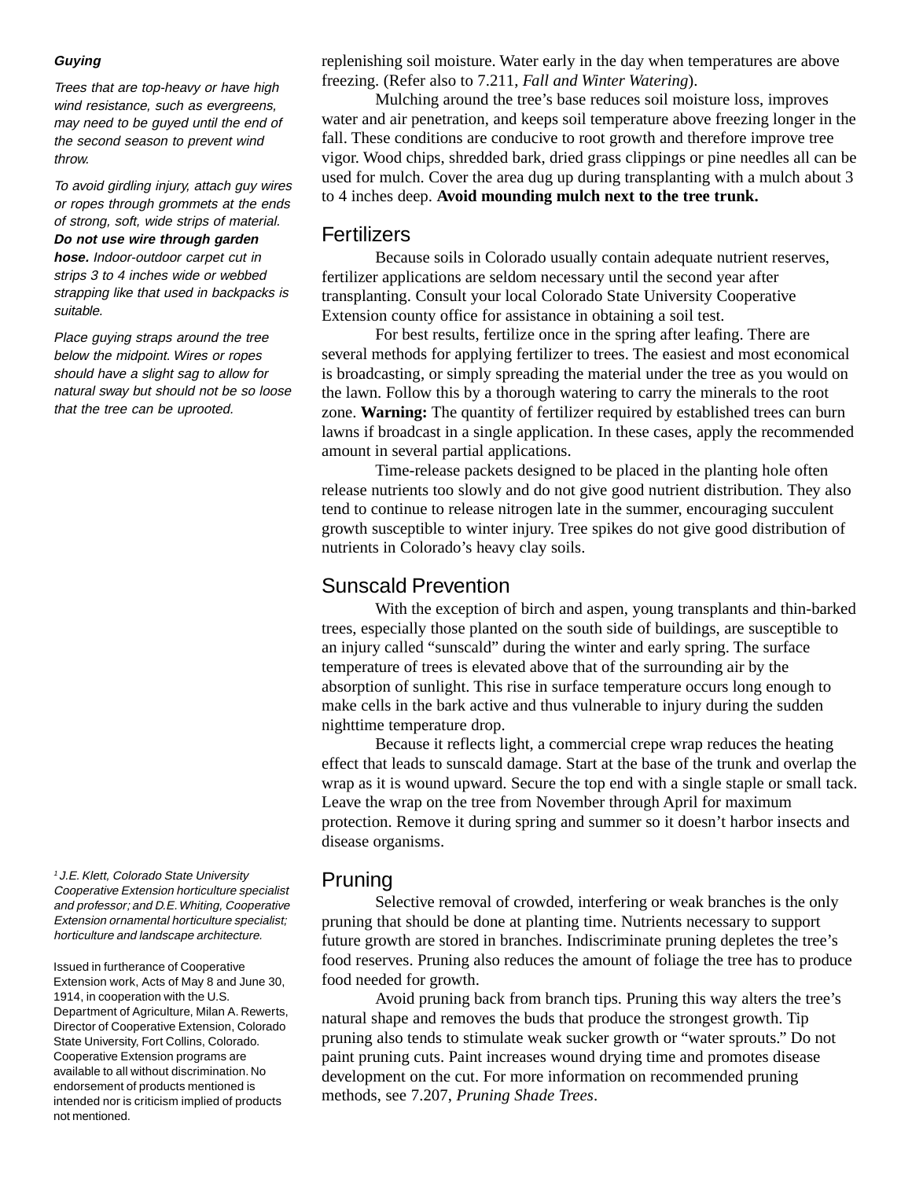***Guying***

*Trees that are top-heavy or have high wind resistance, such as evergreens, may need to be guyed until the end of the second season to prevent wind throw.*

*To avoid girdling injury, attach guy wires or ropes through grommets at the ends of strong, soft, wide strips of material.* ***Do not use wire through garden hose.*** *Indoor-outdoor carpet cut in strips 3 to 4 inches wide or webbed strapping like that used in backpacks is suitable.*

*Place guying straps around the tree below the midpoint. Wires or ropes should have a slight sag to allow for natural sway but should not be so loose that the tree can be uprooted.*

replenishing soil moisture. Water early in the day when temperatures are above freezing. (Refer also to 7.211, *Fall and Winter Watering*).

Mulching around the tree's base reduces soil moisture loss, improves water and air penetration, and keeps soil temperature above freezing longer in the fall. These conditions are conducive to root growth and therefore improve tree vigor. Wood chips, shredded bark, dried grass clippings or pine needles all can be used for mulch. Cover the area dug up during transplanting with a mulch about 3 to 4 inches deep. **Avoid mounding mulch next to the tree trunk.**

## Fertilizers

Because soils in Colorado usually contain adequate nutrient reserves, fertilizer applications are seldom necessary until the second year after transplanting. Consult your local Colorado State University Cooperative Extension county office for assistance in obtaining a soil test.

For best results, fertilize once in the spring after leafing. There are several methods for applying fertilizer to trees. The easiest and most economical is broadcasting, or simply spreading the material under the tree as you would on the lawn. Follow this by a thorough watering to carry the minerals to the root zone. **Warning:** The quantity of fertilizer required by established trees can burn lawns if broadcast in a single application. In these cases, apply the recommended amount in several partial applications.

Time-release packets designed to be placed in the planting hole often release nutrients too slowly and do not give good nutrient distribution. They also tend to continue to release nitrogen late in the summer, encouraging succulent growth susceptible to winter injury. Tree spikes do not give good distribution of nutrients in Colorado's heavy clay soils.

## Sunscald Prevention

With the exception of birch and aspen, young transplants and thin-barked trees, especially those planted on the south side of buildings, are susceptible to an injury called "sunscald" during the winter and early spring. The surface temperature of trees is elevated above that of the surrounding air by the absorption of sunlight. This rise in surface temperature occurs long enough to make cells in the bark active and thus vulnerable to injury during the sudden nighttime temperature drop.

Because it reflects light, a commercial crepe wrap reduces the heating effect that leads to sunscald damage. Start at the base of the trunk and overlap the wrap as it is wound upward. Secure the top end with a single staple or small tack. Leave the wrap on the tree from November through April for maximum protection. Remove it during spring and summer so it doesn't harbor insects and disease organisms.

## Pruning

Selective removal of crowded, interfering or weak branches is the only pruning that should be done at planting time. Nutrients necessary to support future growth are stored in branches. Indiscriminate pruning depletes the tree's food reserves. Pruning also reduces the amount of foliage the tree has to produce food needed for growth.

Avoid pruning back from branch tips. Pruning this way alters the tree's natural shape and removes the buds that produce the strongest growth. Tip pruning also tends to stimulate weak sucker growth or "water sprouts." Do not paint pruning cuts. Paint increases wound drying time and promotes disease development on the cut. For more information on recommended pruning methods, see 7.207, *Pruning Shade Trees*.

*[1] J.E. Klett, Colorado State University Cooperative Extension horticulture specialist and professor; and D.E. Whiting, Cooperative Extension ornamental horticulture specialist; horticulture and landscape architecture.*

Issued in furtherance of Cooperative Extension work, Acts of May 8 and June 30, 1914, in cooperation with the U.S. Department of Agriculture, Milan A. Rewerts, Director of Cooperative Extension, Colorado State University, Fort Collins, Colorado. Cooperative Extension programs are available to all without discrimination. No endorsement of products mentioned is intended nor is criticism implied of products not mentioned.